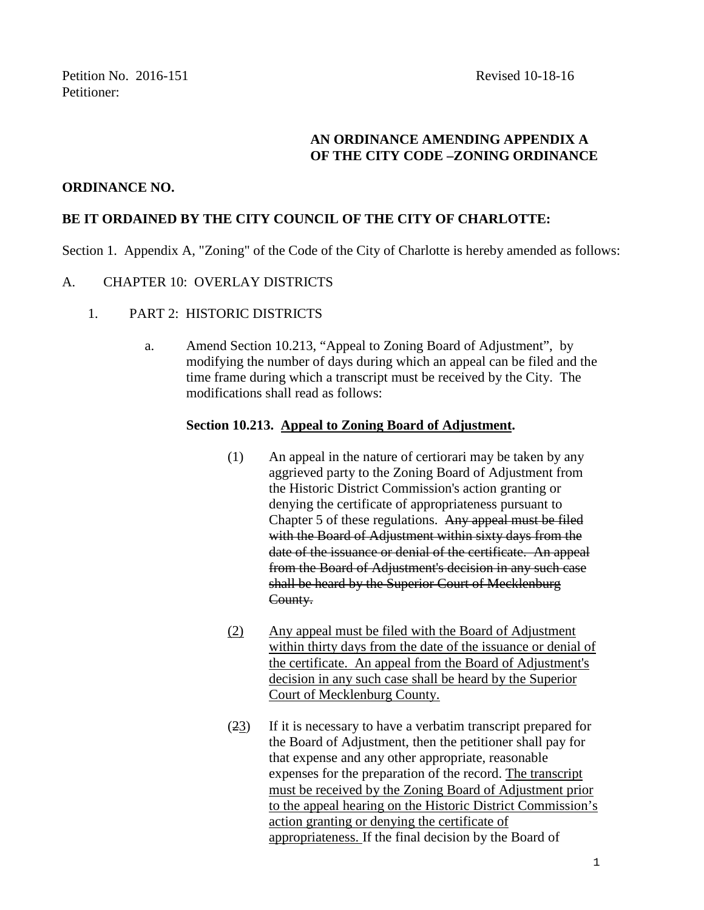Petition No. 2016-151 Revised 10-18-16
Petitioner:

**AN ORDINANCE AMENDING APPENDIX A OF THE CITY CODE –ZONING ORDINANCE**

**ORDINANCE NO.**

**BE IT ORDAINED BY THE CITY COUNCIL OF THE CITY OF CHARLOTTE:**

Section 1. Appendix A, "Zoning" of the Code of the City of Charlotte is hereby amended as follows:

A. CHAPTER 10: OVERLAY DISTRICTS

1. PART 2: HISTORIC DISTRICTS

a. Amend Section 10.213, "Appeal to Zoning Board of Adjustment", by modifying the number of days during which an appeal can be filed and the time frame during which a transcript must be received by the City. The modifications shall read as follows:

**Section 10.213. <u>Appeal to Zoning Board of Adjustment</u>.**

(1) An appeal in the nature of certiorari may be taken by any aggrieved party to the Zoning Board of Adjustment from the Historic District Commission's action granting or denying the certificate of appropriateness pursuant to Chapter 5 of these regulations. ~~Any appeal must be filed with the Board of Adjustment within sixty days from the date of the issuance or denial of the certificate. An appeal from the Board of Adjustment's decision in any such case shall be heard by the Superior Court of Mecklenburg County.~~

<u>(2)</u> <u>Any appeal must be filed with the Board of Adjustment within thirty days from the date of the issuance or denial of the certificate. An appeal from the Board of Adjustment's decision in any such case shall be heard by the Superior Court of Mecklenburg County.</u>

(~~2~~<u>3</u>) If it is necessary to have a verbatim transcript prepared for the Board of Adjustment, then the petitioner shall pay for that expense and any other appropriate, reasonable expenses for the preparation of the record. <u>The transcript must be received by the Zoning Board of Adjustment prior to the appeal hearing on the Historic District Commission's action granting or denying the certificate of appropriateness.</u> If the final decision by the Board of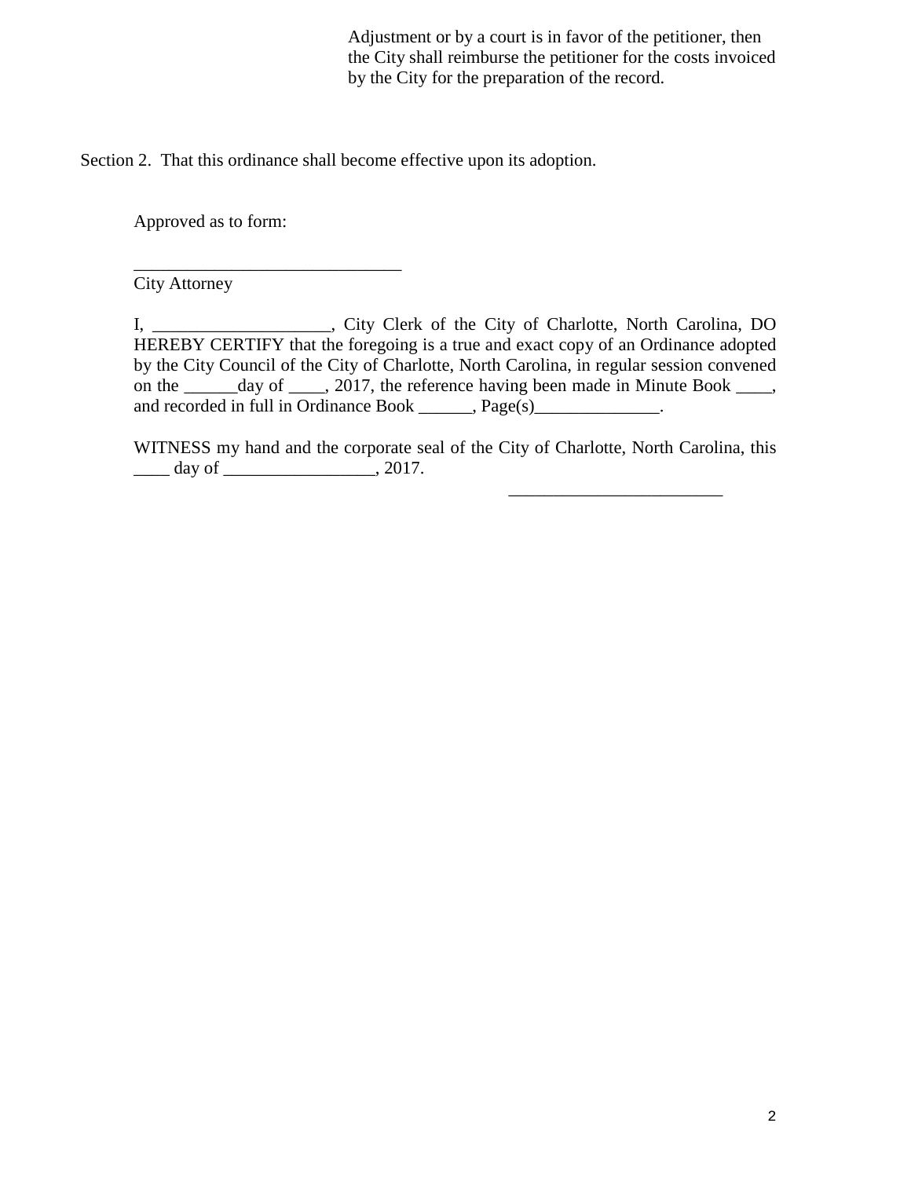Adjustment or by a court is in favor of the petitioner, then the City shall reimburse the petitioner for the costs invoiced by the City for the preparation of the record.

Section 2. That this ordinance shall become effective upon its adoption.

Approved as to form:

______________________________
City Attorney

I, ____________________, City Clerk of the City of Charlotte, North Carolina, DO HEREBY CERTIFY that the foregoing is a true and exact copy of an Ordinance adopted by the City Council of the City of Charlotte, North Carolina, in regular session convened on the ______day of ____, 2017, the reference having been made in Minute Book ____, and recorded in full in Ordinance Book ______, Page(s)______________.

WITNESS my hand and the corporate seal of the City of Charlotte, North Carolina, this ____ day of _________________, 2017.

________________________